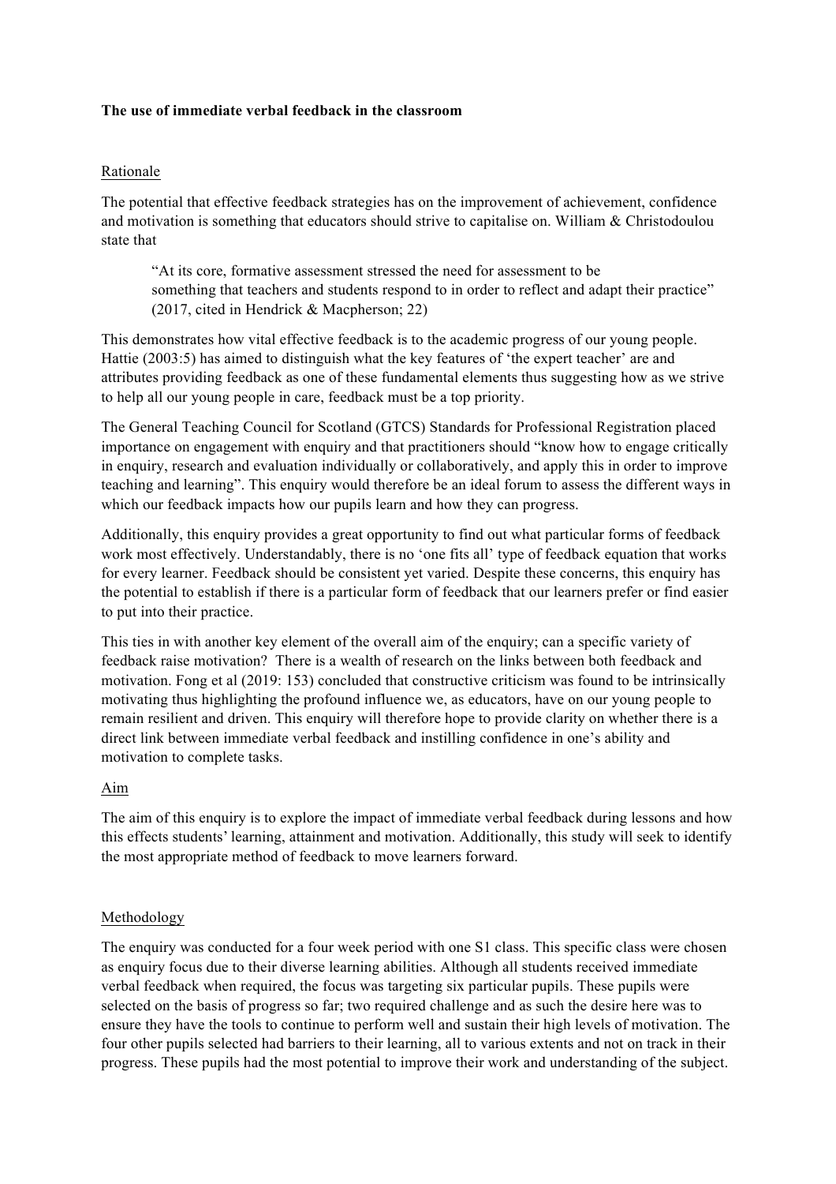**The use of immediate verbal feedback in the classroom**

## Rationale

The potential that effective feedback strategies has on the improvement of achievement, confidence and motivation is something that educators should strive to capitalise on. William & Christodoulou state that

> "At its core, formative assessment stressed the need for assessment to be something that teachers and students respond to in order to reflect and adapt their practice" (2017, cited in Hendrick & Macpherson; 22)

This demonstrates how vital effective feedback is to the academic progress of our young people. Hattie (2003:5) has aimed to distinguish what the key features of 'the expert teacher' are and attributes providing feedback as one of these fundamental elements thus suggesting how as we strive to help all our young people in care, feedback must be a top priority.

The General Teaching Council for Scotland (GTCS) Standards for Professional Registration placed importance on engagement with enquiry and that practitioners should "know how to engage critically in enquiry, research and evaluation individually or collaboratively, and apply this in order to improve teaching and learning". This enquiry would therefore be an ideal forum to assess the different ways in which our feedback impacts how our pupils learn and how they can progress.

Additionally, this enquiry provides a great opportunity to find out what particular forms of feedback work most effectively. Understandably, there is no 'one fits all' type of feedback equation that works for every learner. Feedback should be consistent yet varied. Despite these concerns, this enquiry has the potential to establish if there is a particular form of feedback that our learners prefer or find easier to put into their practice.

This ties in with another key element of the overall aim of the enquiry; can a specific variety of feedback raise motivation? There is a wealth of research on the links between both feedback and motivation. Fong et al (2019: 153) concluded that constructive criticism was found to be intrinsically motivating thus highlighting the profound influence we, as educators, have on our young people to remain resilient and driven. This enquiry will therefore hope to provide clarity on whether there is a direct link between immediate verbal feedback and instilling confidence in one's ability and motivation to complete tasks.

## Aim

The aim of this enquiry is to explore the impact of immediate verbal feedback during lessons and how this effects students' learning, attainment and motivation. Additionally, this study will seek to identify the most appropriate method of feedback to move learners forward.

## Methodology

The enquiry was conducted for a four week period with one S1 class. This specific class were chosen as enquiry focus due to their diverse learning abilities. Although all students received immediate verbal feedback when required, the focus was targeting six particular pupils. These pupils were selected on the basis of progress so far; two required challenge and as such the desire here was to ensure they have the tools to continue to perform well and sustain their high levels of motivation. The four other pupils selected had barriers to their learning, all to various extents and not on track in their progress. These pupils had the most potential to improve their work and understanding of the subject.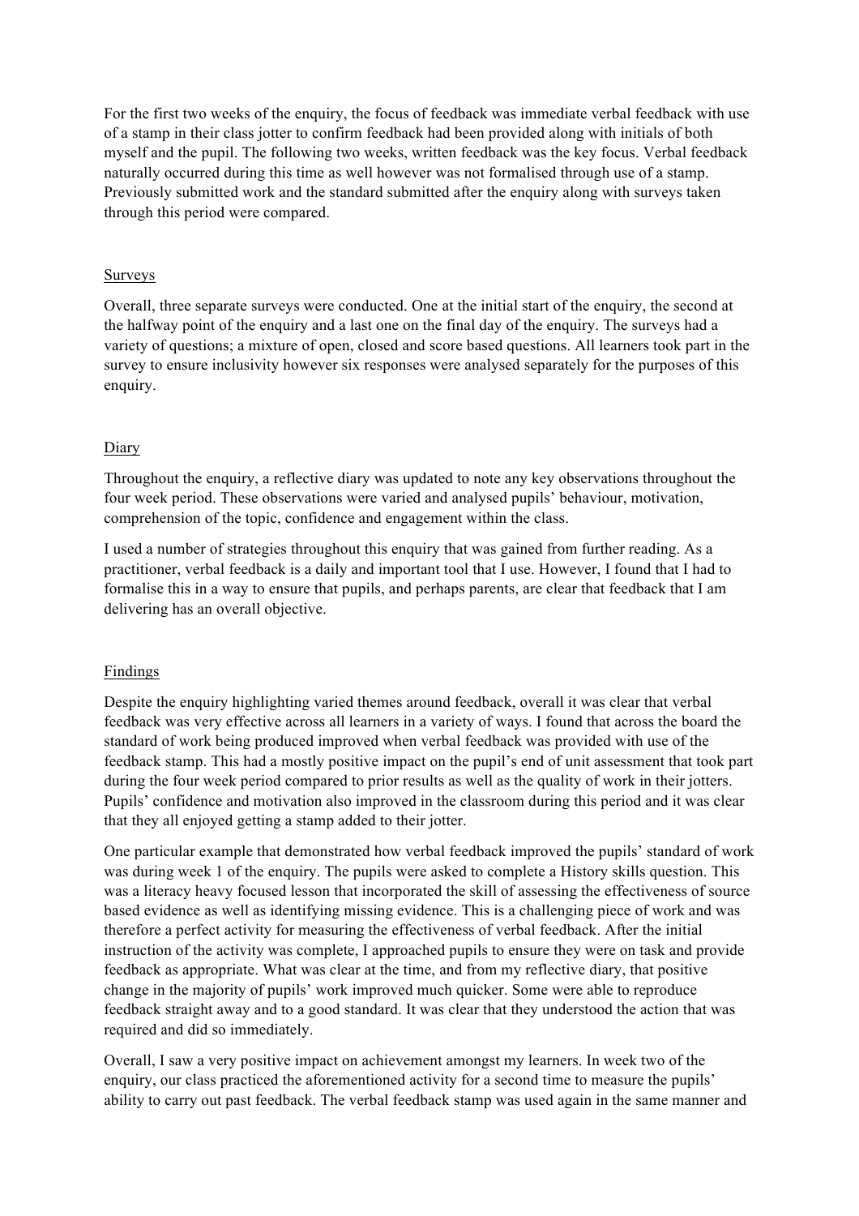For the first two weeks of the enquiry, the focus of feedback was immediate verbal feedback with use of a stamp in their class jotter to confirm feedback had been provided along with initials of both myself and the pupil. The following two weeks, written feedback was the key focus. Verbal feedback naturally occurred during this time as well however was not formalised through use of a stamp. Previously submitted work and the standard submitted after the enquiry along with surveys taken through this period were compared.

## Surveys

Overall, three separate surveys were conducted. One at the initial start of the enquiry, the second at the halfway point of the enquiry and a last one on the final day of the enquiry. The surveys had a variety of questions; a mixture of open, closed and score based questions. All learners took part in the survey to ensure inclusivity however six responses were analysed separately for the purposes of this enquiry.

## Diary

Throughout the enquiry, a reflective diary was updated to note any key observations throughout the four week period. These observations were varied and analysed pupils' behaviour, motivation, comprehension of the topic, confidence and engagement within the class.

I used a number of strategies throughout this enquiry that was gained from further reading. As a practitioner, verbal feedback is a daily and important tool that I use. However, I found that I had to formalise this in a way to ensure that pupils, and perhaps parents, are clear that feedback that I am delivering has an overall objective.

## Findings

Despite the enquiry highlighting varied themes around feedback, overall it was clear that verbal feedback was very effective across all learners in a variety of ways. I found that across the board the standard of work being produced improved when verbal feedback was provided with use of the feedback stamp. This had a mostly positive impact on the pupil's end of unit assessment that took part during the four week period compared to prior results as well as the quality of work in their jotters. Pupils' confidence and motivation also improved in the classroom during this period and it was clear that they all enjoyed getting a stamp added to their jotter.

One particular example that demonstrated how verbal feedback improved the pupils' standard of work was during week 1 of the enquiry. The pupils were asked to complete a History skills question. This was a literacy heavy focused lesson that incorporated the skill of assessing the effectiveness of source based evidence as well as identifying missing evidence. This is a challenging piece of work and was therefore a perfect activity for measuring the effectiveness of verbal feedback. After the initial instruction of the activity was complete, I approached pupils to ensure they were on task and provide feedback as appropriate. What was clear at the time, and from my reflective diary, that positive change in the majority of pupils' work improved much quicker. Some were able to reproduce feedback straight away and to a good standard. It was clear that they understood the action that was required and did so immediately.

Overall, I saw a very positive impact on achievement amongst my learners. In week two of the enquiry, our class practiced the aforementioned activity for a second time to measure the pupils' ability to carry out past feedback. The verbal feedback stamp was used again in the same manner and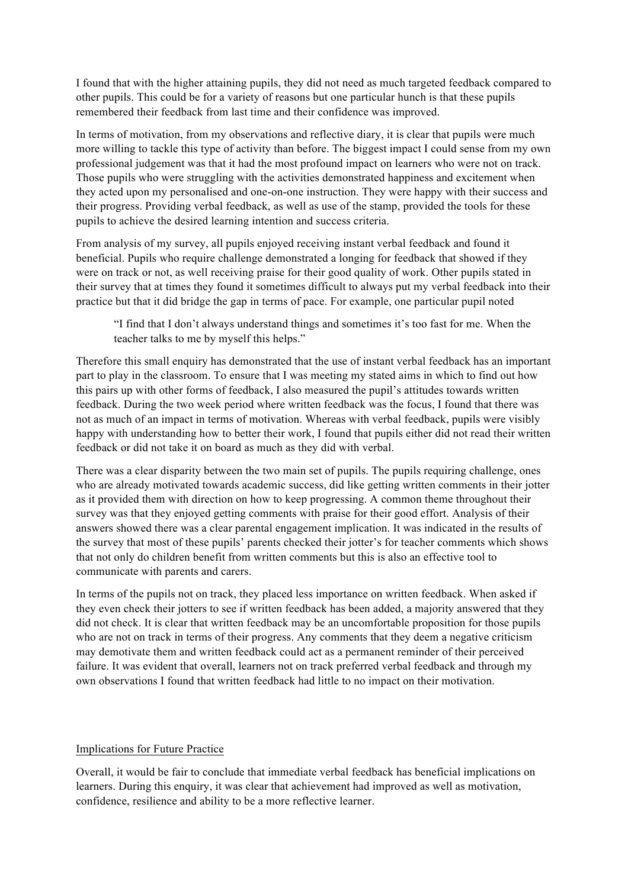I found that with the higher attaining pupils, they did not need as much targeted feedback compared to other pupils. This could be for a variety of reasons but one particular hunch is that these pupils remembered their feedback from last time and their confidence was improved.

In terms of motivation, from my observations and reflective diary, it is clear that pupils were much more willing to tackle this type of activity than before. The biggest impact I could sense from my own professional judgement was that it had the most profound impact on learners who were not on track. Those pupils who were struggling with the activities demonstrated happiness and excitement when they acted upon my personalised and one-on-one instruction. They were happy with their success and their progress. Providing verbal feedback, as well as use of the stamp, provided the tools for these pupils to achieve the desired learning intention and success criteria.

From analysis of my survey, all pupils enjoyed receiving instant verbal feedback and found it beneficial. Pupils who require challenge demonstrated a longing for feedback that showed if they were on track or not, as well receiving praise for their good quality of work. Other pupils stated in their survey that at times they found it sometimes difficult to always put my verbal feedback into their practice but that it did bridge the gap in terms of pace. For example, one particular pupil noted

> "I find that I don't always understand things and sometimes it's too fast for me. When the teacher talks to me by myself this helps."

Therefore this small enquiry has demonstrated that the use of instant verbal feedback has an important part to play in the classroom. To ensure that I was meeting my stated aims in which to find out how this pairs up with other forms of feedback, I also measured the pupil's attitudes towards written feedback. During the two week period where written feedback was the focus, I found that there was not as much of an impact in terms of motivation. Whereas with verbal feedback, pupils were visibly happy with understanding how to better their work, I found that pupils either did not read their written feedback or did not take it on board as much as they did with verbal.

There was a clear disparity between the two main set of pupils. The pupils requiring challenge, ones who are already motivated towards academic success, did like getting written comments in their jotter as it provided them with direction on how to keep progressing. A common theme throughout their survey was that they enjoyed getting comments with praise for their good effort. Analysis of their answers showed there was a clear parental engagement implication. It was indicated in the results of the survey that most of these pupils' parents checked their jotter's for teacher comments which shows that not only do children benefit from written comments but this is also an effective tool to communicate with parents and carers.

In terms of the pupils not on track, they placed less importance on written feedback. When asked if they even check their jotters to see if written feedback has been added, a majority answered that they did not check. It is clear that written feedback may be an uncomfortable proposition for those pupils who are not on track in terms of their progress. Any comments that they deem a negative criticism may demotivate them and written feedback could act as a permanent reminder of their perceived failure. It was evident that overall, learners not on track preferred verbal feedback and through my own observations I found that written feedback had little to no impact on their motivation.

## Implications for Future Practice

Overall, it would be fair to conclude that immediate verbal feedback has beneficial implications on learners. During this enquiry, it was clear that achievement had improved as well as motivation, confidence, resilience and ability to be a more reflective learner.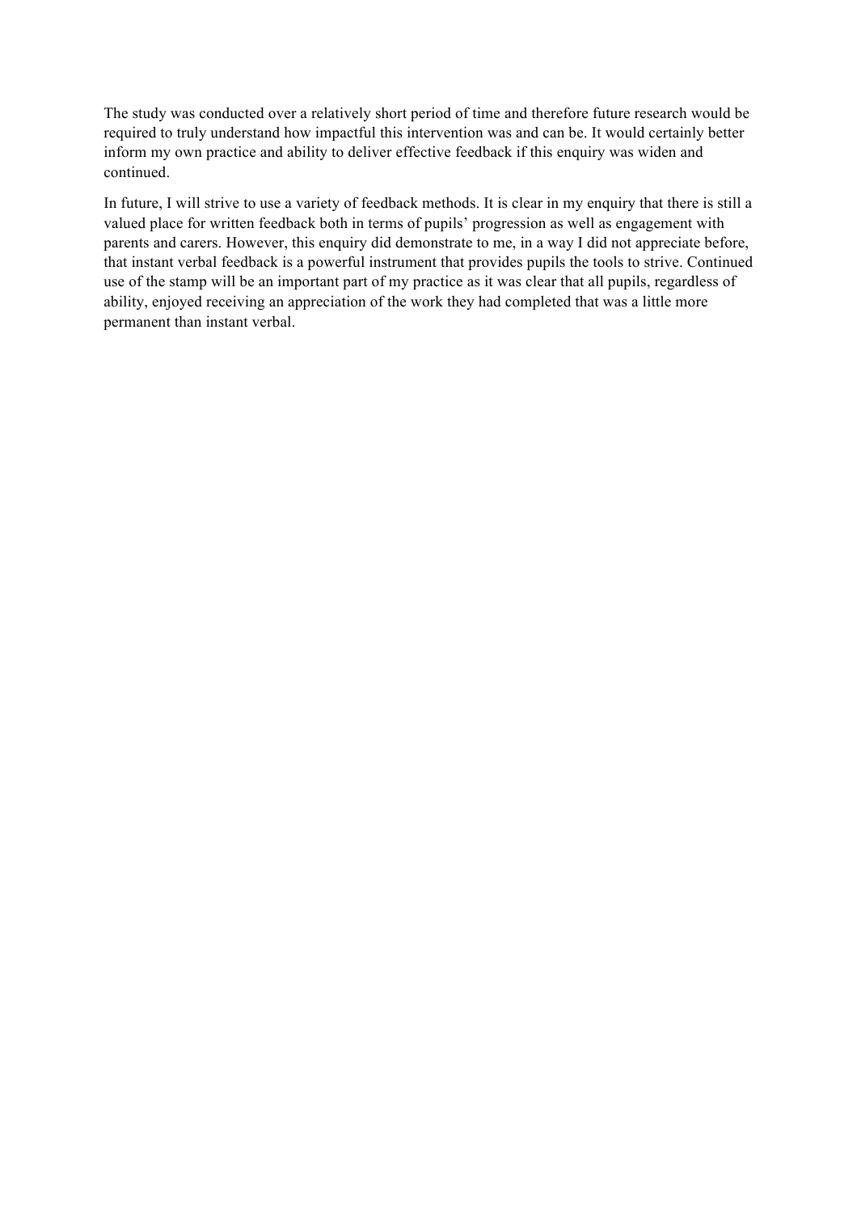The study was conducted over a relatively short period of time and therefore future research would be required to truly understand how impactful this intervention was and can be. It would certainly better inform my own practice and ability to deliver effective feedback if this enquiry was widen and continued.

In future, I will strive to use a variety of feedback methods. It is clear in my enquiry that there is still a valued place for written feedback both in terms of pupils' progression as well as engagement with parents and carers. However, this enquiry did demonstrate to me, in a way I did not appreciate before, that instant verbal feedback is a powerful instrument that provides pupils the tools to strive. Continued use of the stamp will be an important part of my practice as it was clear that all pupils, regardless of ability, enjoyed receiving an appreciation of the work they had completed that was a little more permanent than instant verbal.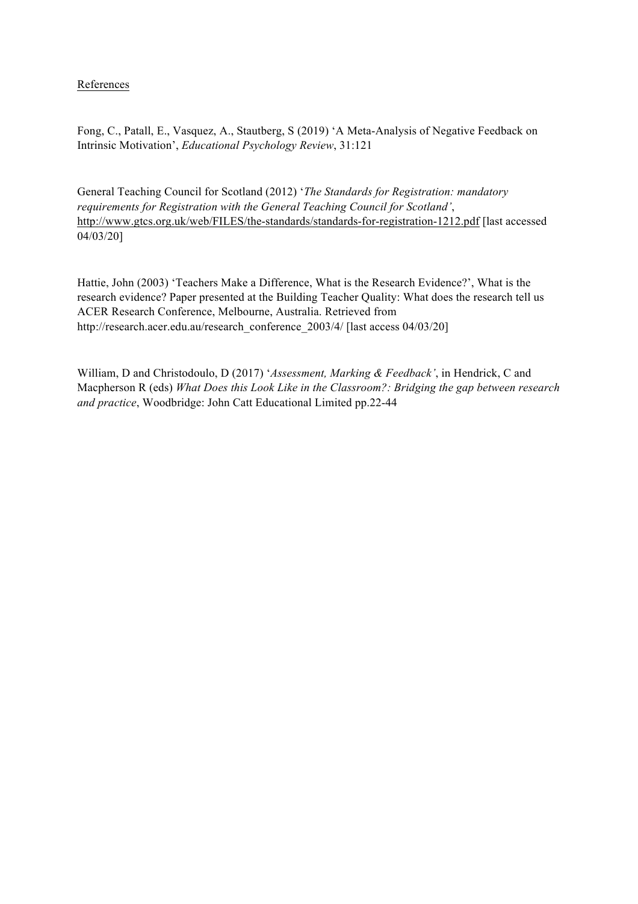References

Fong, C., Patall, E., Vasquez, A., Stautberg, S (2019) 'A Meta-Analysis of Negative Feedback on Intrinsic Motivation', *Educational Psychology Review*, 31:121

General Teaching Council for Scotland (2012) '*The Standards for Registration: mandatory requirements for Registration with the General Teaching Council for Scotland'*, http://www.gtcs.org.uk/web/FILES/the-standards/standards-for-registration-1212.pdf [last accessed 04/03/20]

Hattie, John (2003) 'Teachers Make a Difference, What is the Research Evidence?', What is the research evidence? Paper presented at the Building Teacher Quality: What does the research tell us ACER Research Conference, Melbourne, Australia. Retrieved from http://research.acer.edu.au/research_conference_2003/4/ [last access 04/03/20]

William, D and Christodoulo, D (2017) '*Assessment, Marking & Feedback'*, in Hendrick, C and Macpherson R (eds) *What Does this Look Like in the Classroom?: Bridging the gap between research and practice*, Woodbridge: John Catt Educational Limited pp.22-44